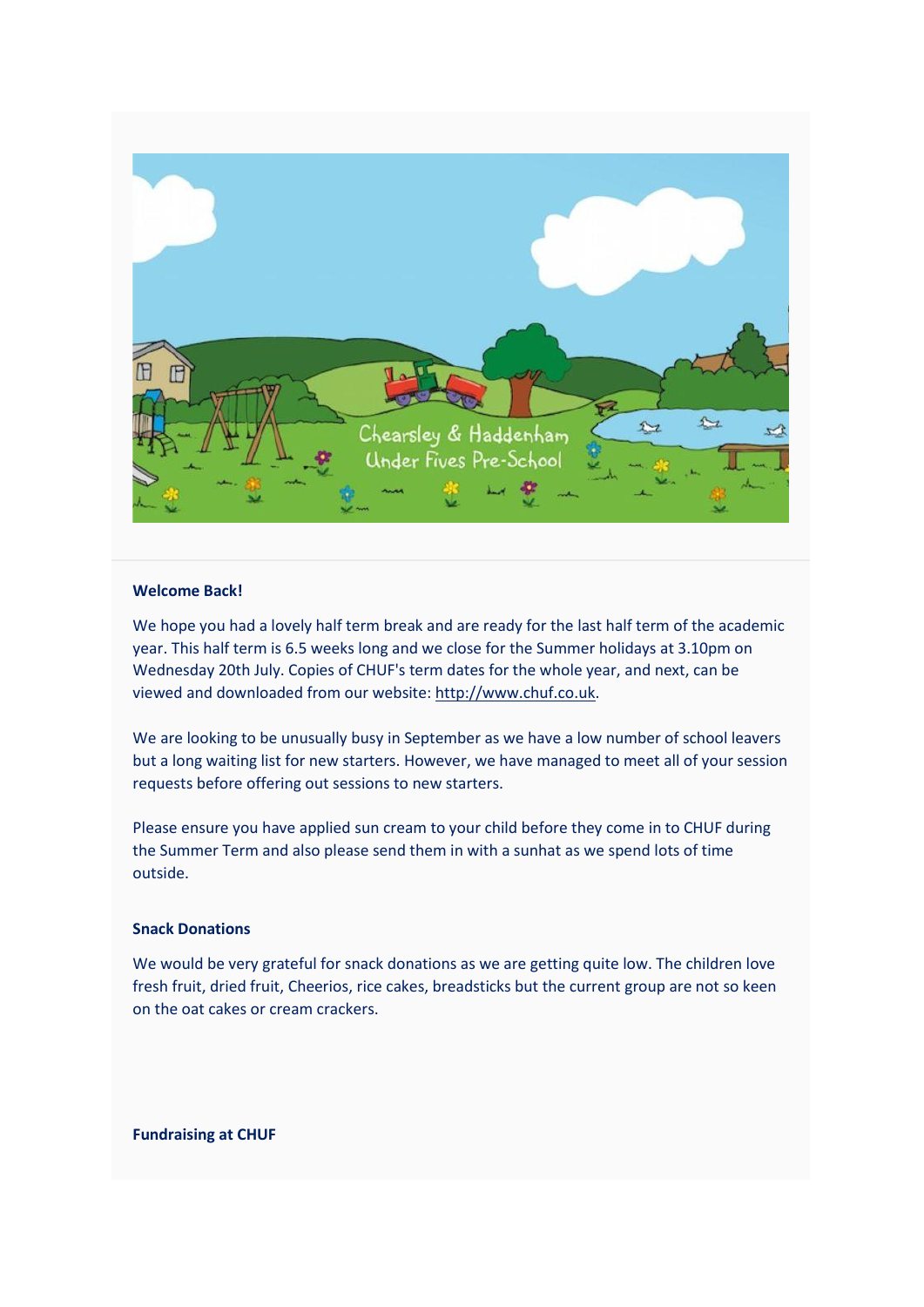**Welcome Back!**

We hope you had a lovely half term break and are ready for the last half term of the academic year. This half term is 6.5 weeks long and we close for the Summer holidays at 3.10pm on Wednesday 20th July. Copies of CHUF's term dates for the whole year, and next, can be viewed and downloaded from our website: http://www.chuf.co.uk.

We are looking to be unusually busy in September as we have a low number of school leavers but a long waiting list for new starters. However, we have managed to meet all of your session requests before offering out sessions to new starters.

Please ensure you have applied sun cream to your child before they come in to CHUF during the Summer Term and also please send them in with a sunhat as we spend lots of time outside.

**Snack Donations**

We would be very grateful for snack donations as we are getting quite low. The children love fresh fruit, dried fruit, Cheerios, rice cakes, breadsticks but the current group are not so keen on the oat cakes or cream crackers.

**Fundraising at CHUF**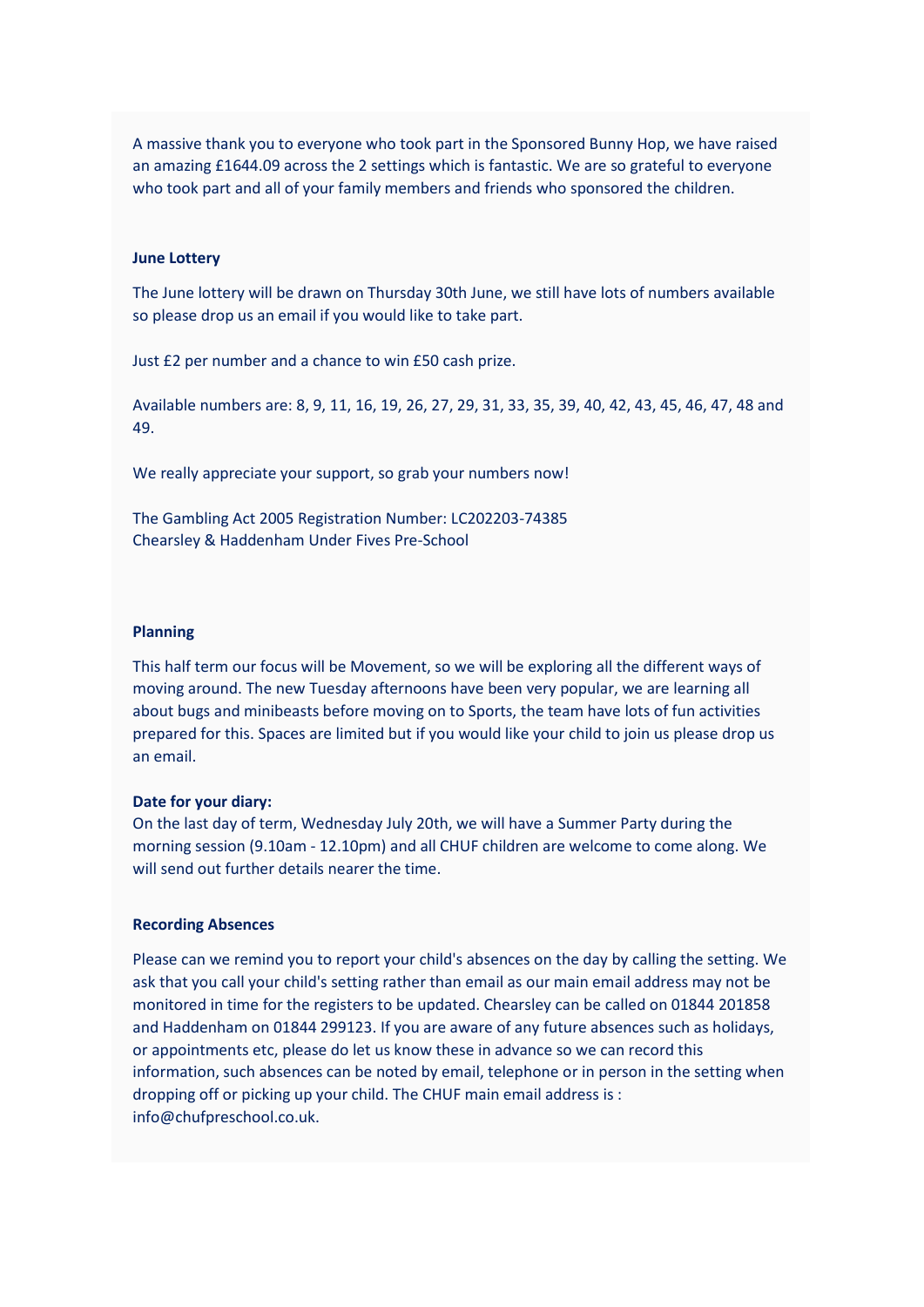A massive thank you to everyone who took part in the Sponsored Bunny Hop, we have raised an amazing £1644.09 across the 2 settings which is fantastic. We are so grateful to everyone who took part and all of your family members and friends who sponsored the children.

**June Lottery**

The June lottery will be drawn on Thursday 30th June, we still have lots of numbers available so please drop us an email if you would like to take part.

Just £2 per number and a chance to win £50 cash prize.

Available numbers are: 8, 9, 11, 16, 19, 26, 27, 29, 31, 33, 35, 39, 40, 42, 43, 45, 46, 47, 48 and 49.

We really appreciate your support, so grab your numbers now!

The Gambling Act 2005 Registration Number: LC202203-74385
Chearsley & Haddenham Under Fives Pre-School

**Planning**

This half term our focus will be Movement, so we will be exploring all the different ways of moving around. The new Tuesday afternoons have been very popular, we are learning all about bugs and minibeasts before moving on to Sports, the team have lots of fun activities prepared for this. Spaces are limited but if you would like your child to join us please drop us an email.

**Date for your diary:**
On the last day of term, Wednesday July 20th, we will have a Summer Party during the morning session (9.10am - 12.10pm) and all CHUF children are welcome to come along. We will send out further details nearer the time.

**Recording Absences**

Please can we remind you to report your child's absences on the day by calling the setting. We ask that you call your child's setting rather than email as our main email address may not be monitored in time for the registers to be updated. Chearsley can be called on 01844 201858 and Haddenham on 01844 299123. If you are aware of any future absences such as holidays, or appointments etc, please do let us know these in advance so we can record this information, such absences can be noted by email, telephone or in person in the setting when dropping off or picking up your child. The CHUF main email address is : info@chufpreschool.co.uk.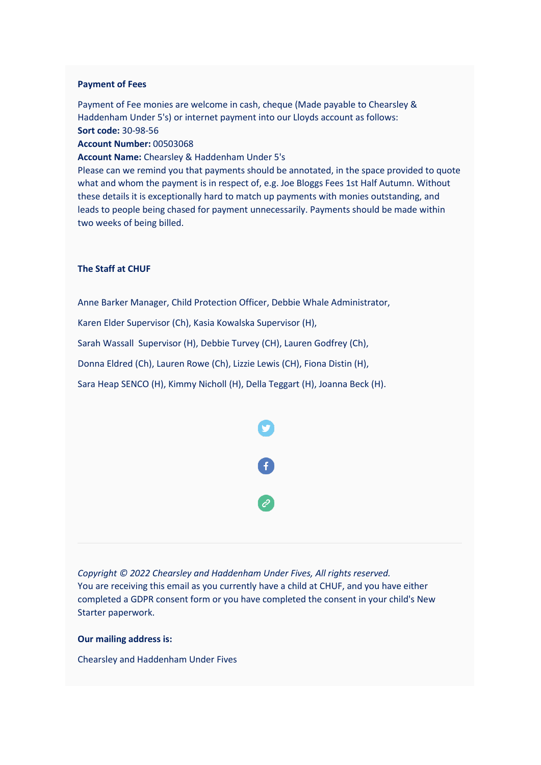**Payment of Fees**

Payment of Fee monies are welcome in cash, cheque (Made payable to Chearsley & Haddenham Under 5's) or internet payment into our Lloyds account as follows:
**Sort code:** 30-98-56
**Account Number:** 00503068
**Account Name:** Chearsley & Haddenham Under 5's
Please can we remind you that payments should be annotated, in the space provided to quote what and whom the payment is in respect of, e.g. Joe Bloggs Fees 1st Half Autumn. Without these details it is exceptionally hard to match up payments with monies outstanding, and leads to people being chased for payment unnecessarily. Payments should be made within two weeks of being billed.

**The Staff at CHUF**

Anne Barker Manager, Child Protection Officer, Debbie Whale Administrator,

Karen Elder Supervisor (Ch), Kasia Kowalska Supervisor (H),

Sarah Wassall Supervisor (H), Debbie Turvey (CH), Lauren Godfrey (Ch),

Donna Eldred (Ch), Lauren Rowe (Ch), Lizzie Lewis (CH), Fiona Distin (H),

Sara Heap SENCO (H), Kimmy Nicholl (H), Della Teggart (H), Joanna Beck (H).

---

*Copyright © 2022 Chearsley and Haddenham Under Fives, All rights reserved.*
You are receiving this email as you currently have a child at CHUF, and you have either completed a GDPR consent form or you have completed the consent in your child's New Starter paperwork.

**Our mailing address is:**

Chearsley and Haddenham Under Fives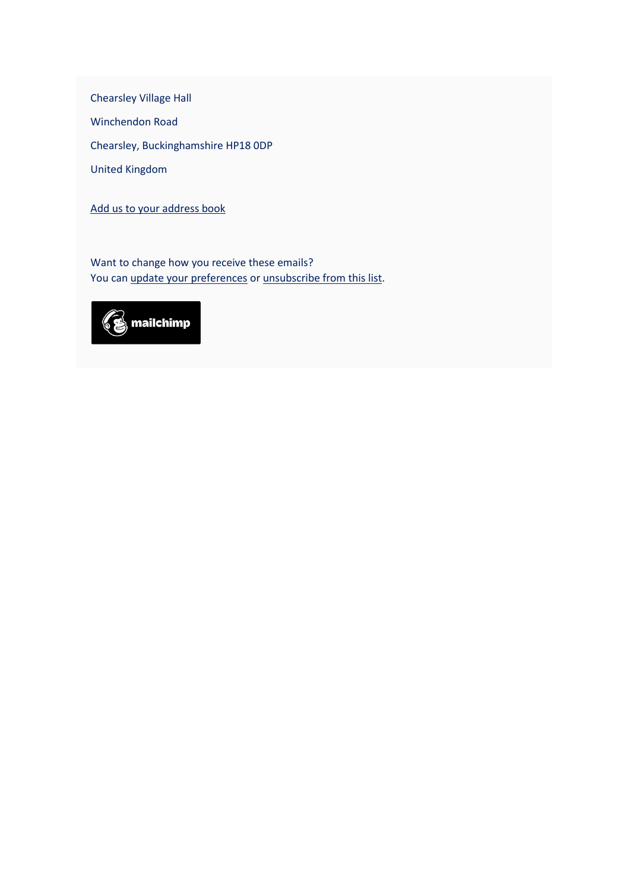Chearsley Village Hall

Winchendon Road

Chearsley, Buckinghamshire HP18 0DP

United Kingdom

Add us to your address book

Want to change how you receive these emails?
You can update your preferences or unsubscribe from this list.

mailchimp